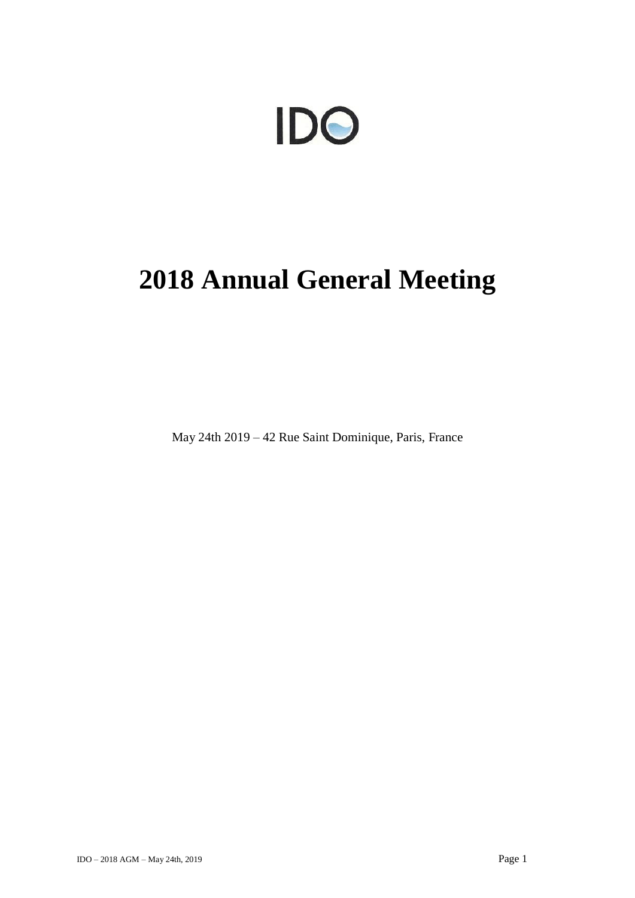IDO

# 2018 Annual General Meeting

May 24th 2019 – 42 Rue Saint Dominique, Paris, France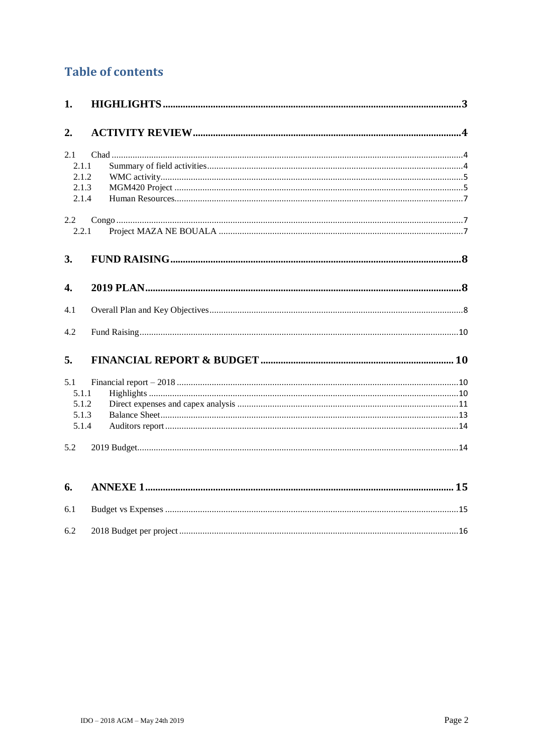## Table of contents

**1. HIGHLIGHTS** .... 3

**2. ACTIVITY REVIEW** .... 4

2.1 Chad .... 4
- 2.1.1 Summary of field activities .... 4
- 2.1.2 WMC activity .... 5
- 2.1.3 MGM420 Project .... 5
- 2.1.4 Human Resources .... 7

2.2 Congo .... 7
- 2.2.1 Project MAZA NE BOUALA .... 7

**3. FUND RAISING** .... 8

**4. 2019 PLAN** .... 8

4.1 Overall Plan and Key Objectives .... 8

4.2 Fund Raising .... 10

**5. FINANCIAL REPORT & BUDGET** .... 10

5.1 Financial report – 2018 .... 10
- 5.1.1 Highlights .... 10
- 5.1.2 Direct expenses and capex analysis .... 11
- 5.1.3 Balance Sheet .... 13
- 5.1.4 Auditors report .... 14

5.2 2019 Budget .... 14

**6. ANNEXE 1** .... 15

6.1 Budget vs Expenses .... 15

6.2 2018 Budget per project .... 16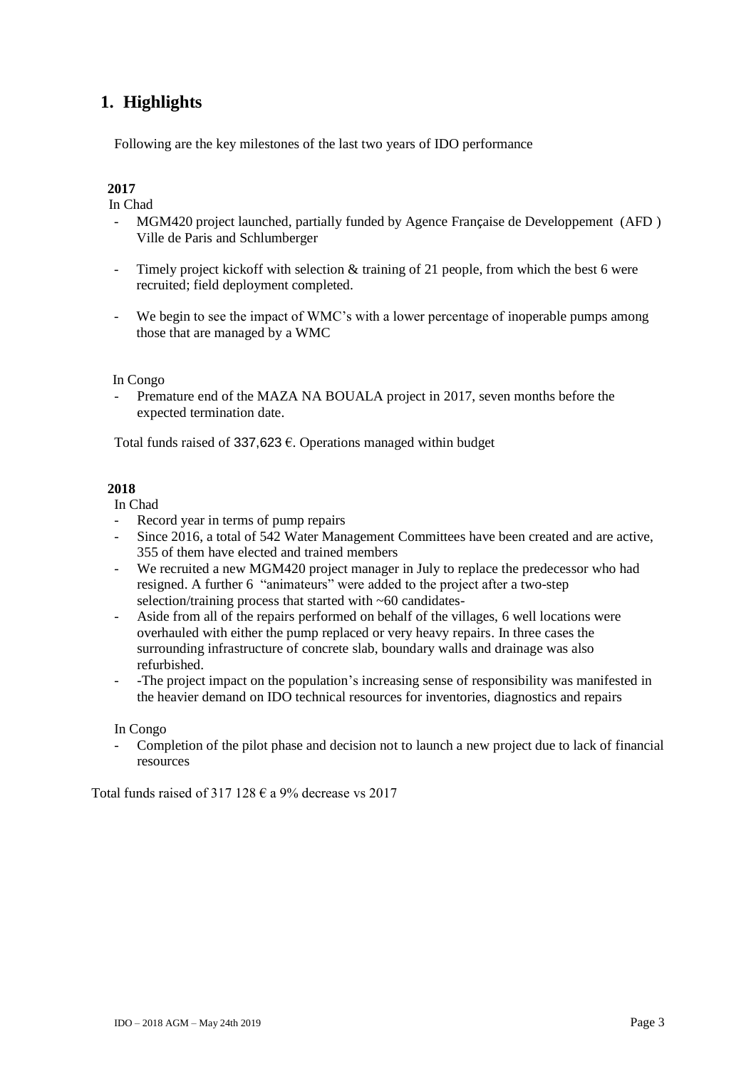# 1. Highlights

Following are the key milestones of the last two years of IDO performance

**2017**

In Chad

- MGM420 project launched, partially funded by Agence Française de Developpement (AFD ) Ville de Paris and Schlumberger
- Timely project kickoff with selection & training of 21 people, from which the best 6 were recruited; field deployment completed.
- We begin to see the impact of WMC's with a lower percentage of inoperable pumps among those that are managed by a WMC

In Congo

- Premature end of the MAZA NA BOUALA project in 2017, seven months before the expected termination date.

Total funds raised of 337,623 €. Operations managed within budget

**2018**

In Chad

- Record year in terms of pump repairs
- Since 2016, a total of 542 Water Management Committees have been created and are active, 355 of them have elected and trained members
- We recruited a new MGM420 project manager in July to replace the predecessor who had resigned. A further 6 "animateurs" were added to the project after a two-step selection/training process that started with ~60 candidates-
- Aside from all of the repairs performed on behalf of the villages, 6 well locations were overhauled with either the pump replaced or very heavy repairs. In three cases the surrounding infrastructure of concrete slab, boundary walls and drainage was also refurbished.
- -The project impact on the population's increasing sense of responsibility was manifested in the heavier demand on IDO technical resources for inventories, diagnostics and repairs

In Congo

- Completion of the pilot phase and decision not to launch a new project due to lack of financial resources

Total funds raised of 317 128 € a 9% decrease vs 2017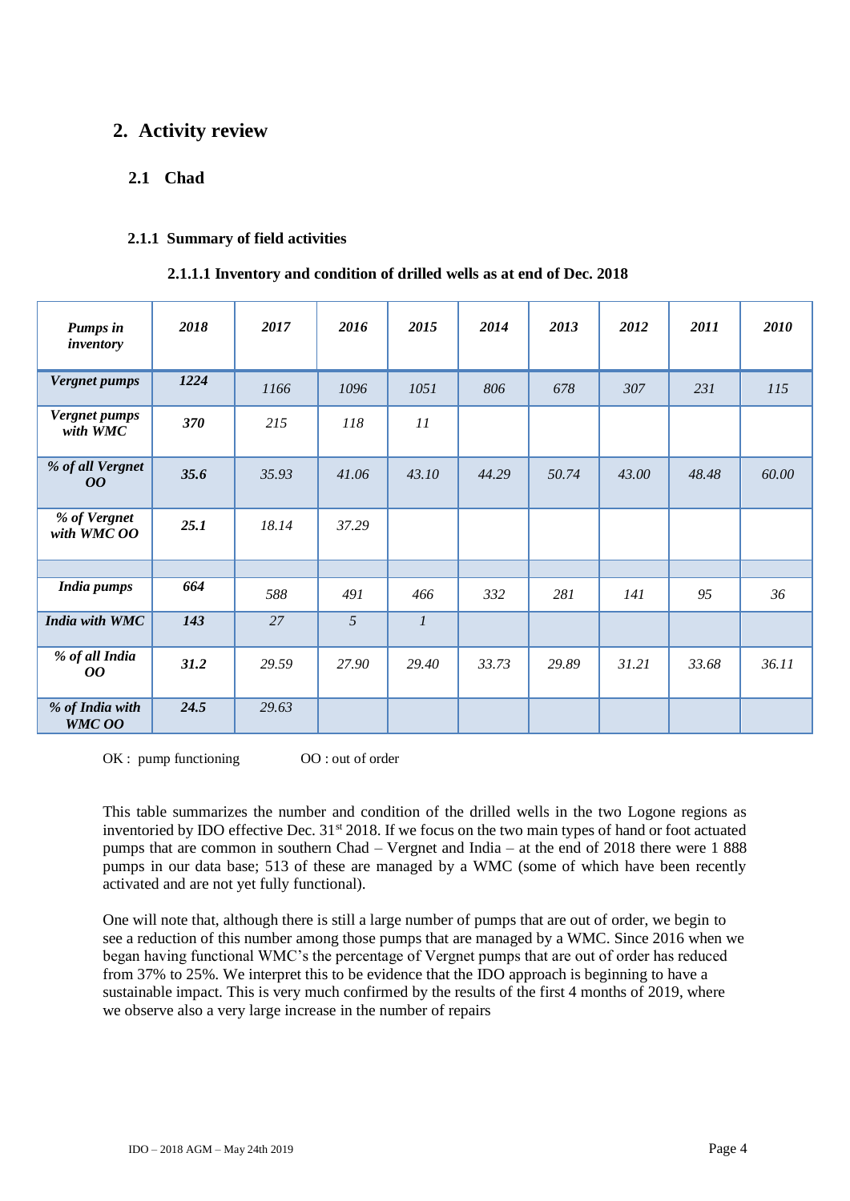## 2. Activity review

### 2.1 Chad

#### 2.1.1 Summary of field activities

**2.1.1.1 Inventory and condition of drilled wells as at end of Dec. 2018**

| ***Pumps in inventory*** | ***2018*** | ***2017*** | ***2016*** | ***2015*** | ***2014*** | ***2013*** | ***2012*** | ***2011*** | ***2010*** |
|---|---|---|---|---|---|---|---|---|---|
| ***Vergnet pumps*** | ***1224*** | *1166* | *1096* | *1051* | *806* | *678* | *307* | *231* | *115* |
| ***Vergnet pumps with WMC*** | ***370*** | *215* | *118* | *11* | | | | | |
| ***% of all Vergnet OO*** | ***35.6*** | *35.93* | *41.06* | *43.10* | *44.29* | *50.74* | *43.00* | *48.48* | *60.00* |
| ***% of Vergnet with WMC OO*** | ***25.1*** | *18.14* | *37.29* | | | | | | |
| | | | | | | | | | |
| ***India pumps*** | ***664*** | *588* | *491* | *466* | *332* | *281* | *141* | *95* | *36* |
| ***India with WMC*** | ***143*** | *27* | *5* | *1* | | | | | |
| ***% of all India OO*** | ***31.2*** | *29.59* | *27.90* | *29.40* | *33.73* | *29.89* | *31.21* | *33.68* | *36.11* |
| ***% of India with WMC OO*** | ***24.5*** | *29.63* | | | | | | | |

OK : pump functioning OO : out of order

This table summarizes the number and condition of the drilled wells in the two Logone regions as inventoried by IDO effective Dec. 31st 2018. If we focus on the two main types of hand or foot actuated pumps that are common in southern Chad – Vergnet and India – at the end of 2018 there were 1 888 pumps in our data base; 513 of these are managed by a WMC (some of which have been recently activated and are not yet fully functional).

One will note that, although there is still a large number of pumps that are out of order, we begin to see a reduction of this number among those pumps that are managed by a WMC. Since 2016 when we began having functional WMC's the percentage of Vergnet pumps that are out of order has reduced from 37% to 25%. We interpret this to be evidence that the IDO approach is beginning to have a sustainable impact. This is very much confirmed by the results of the first 4 months of 2019, where we observe also a very large increase in the number of repairs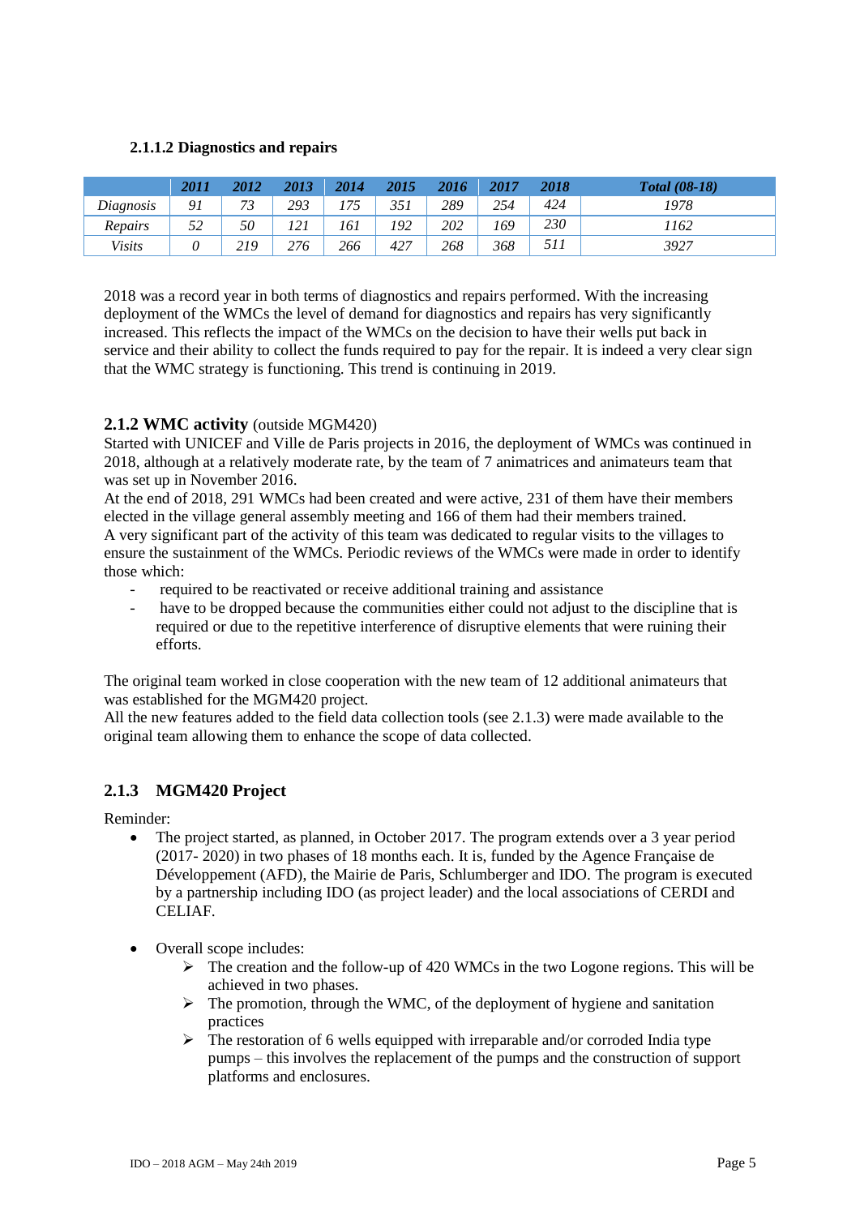#### 2.1.1.2 Diagnostics and repairs

| | *2011* | *2012* | *2013* | *2014* | *2015* | *2016* | *2017* | *2018* | *Total (08-18)* |
|---|---|---|---|---|---|---|---|---|---|
| *Diagnosis* | *91* | *73* | *293* | *175* | *351* | *289* | *254* | *424* | *1978* |
| *Repairs* | *52* | *50* | *121* | *161* | *192* | *202* | *169* | *230* | *1162* |
| *Visits* | *0* | *219* | *276* | *266* | *427* | *268* | *368* | *511* | *3927* |

2018 was a record year in both terms of diagnostics and repairs performed. With the increasing deployment of the WMCs the level of demand for diagnostics and repairs has very significantly increased. This reflects the impact of the WMCs on the decision to have their wells put back in service and their ability to collect the funds required to pay for the repair. It is indeed a very clear sign that the WMC strategy is functioning. This trend is continuing in 2019.

### 2.1.2 WMC activity (outside MGM420)

Started with UNICEF and Ville de Paris projects in 2016, the deployment of WMCs was continued in 2018, although at a relatively moderate rate, by the team of 7 animatrices and animateurs team that was set up in November 2016.

At the end of 2018, 291 WMCs had been created and were active, 231 of them have their members elected in the village general assembly meeting and 166 of them had their members trained.

A very significant part of the activity of this team was dedicated to regular visits to the villages to ensure the sustainment of the WMCs. Periodic reviews of the WMCs were made in order to identify those which:

- required to be reactivated or receive additional training and assistance
- have to be dropped because the communities either could not adjust to the discipline that is required or due to the repetitive interference of disruptive elements that were ruining their efforts.

The original team worked in close cooperation with the new team of 12 additional animateurs that was established for the MGM420 project.

All the new features added to the field data collection tools (see 2.1.3) were made available to the original team allowing them to enhance the scope of data collected.

### 2.1.3 MGM420 Project

Reminder:

- The project started, as planned, in October 2017. The program extends over a 3 year period (2017- 2020) in two phases of 18 months each. It is, funded by the Agence Française de Développement (AFD), the Mairie de Paris, Schlumberger and IDO. The program is executed by a partnership including IDO (as project leader) and the local associations of CERDI and CELIAF.

- Overall scope includes:
  - The creation and the follow-up of 420 WMCs in the two Logone regions. This will be achieved in two phases.
  - The promotion, through the WMC, of the deployment of hygiene and sanitation practices
  - The restoration of 6 wells equipped with irreparable and/or corroded India type pumps – this involves the replacement of the pumps and the construction of support platforms and enclosures.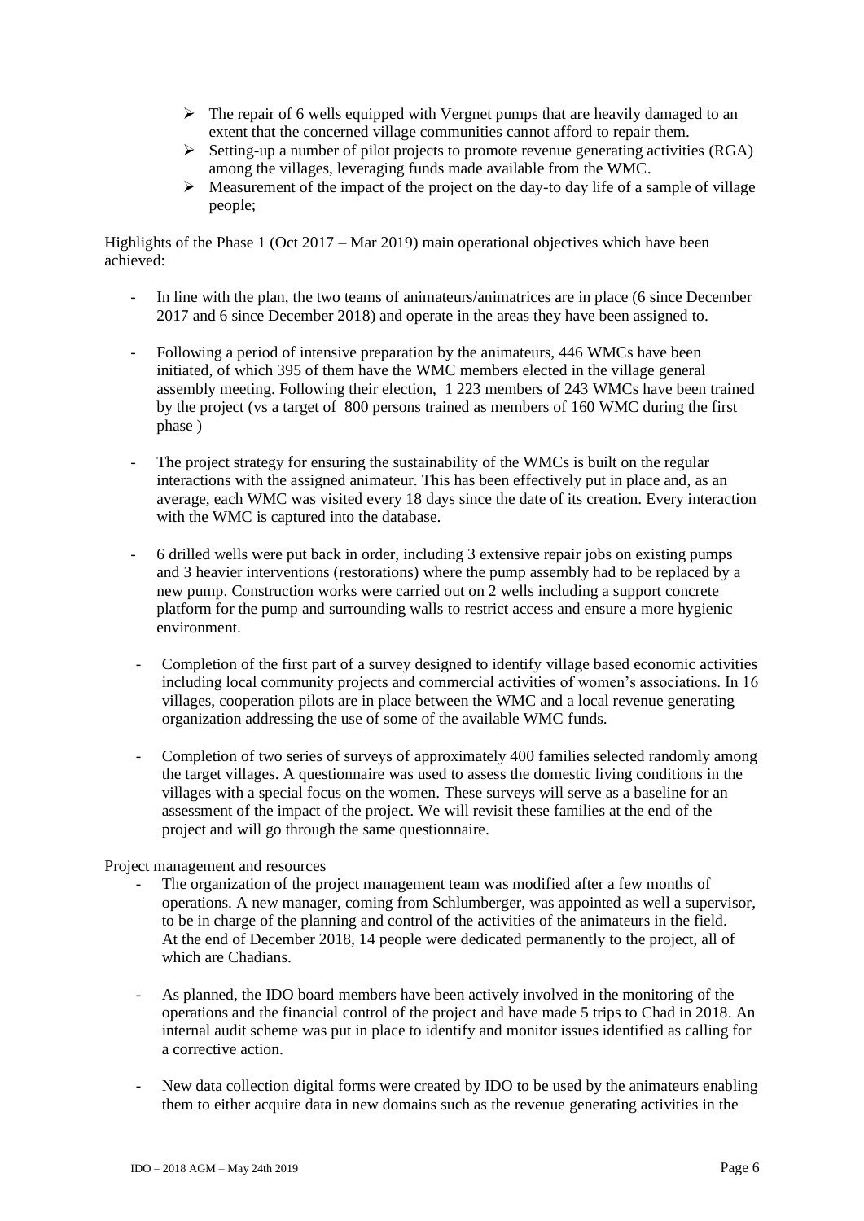- The repair of 6 wells equipped with Vergnet pumps that are heavily damaged to an extent that the concerned village communities cannot afford to repair them.
- Setting-up a number of pilot projects to promote revenue generating activities (RGA) among the villages, leveraging funds made available from the WMC.
- Measurement of the impact of the project on the day-to day life of a sample of village people;

Highlights of the Phase 1 (Oct 2017 – Mar 2019) main operational objectives which have been achieved:

- In line with the plan, the two teams of animateurs/animatrices are in place (6 since December 2017 and 6 since December 2018) and operate in the areas they have been assigned to.

- Following a period of intensive preparation by the animateurs, 446 WMCs have been initiated, of which 395 of them have the WMC members elected in the village general assembly meeting. Following their election, 1 223 members of 243 WMCs have been trained by the project (vs a target of 800 persons trained as members of 160 WMC during the first phase )

- The project strategy for ensuring the sustainability of the WMCs is built on the regular interactions with the assigned animateur. This has been effectively put in place and, as an average, each WMC was visited every 18 days since the date of its creation. Every interaction with the WMC is captured into the database.

- 6 drilled wells were put back in order, including 3 extensive repair jobs on existing pumps and 3 heavier interventions (restorations) where the pump assembly had to be replaced by a new pump. Construction works were carried out on 2 wells including a support concrete platform for the pump and surrounding walls to restrict access and ensure a more hygienic environment.

- Completion of the first part of a survey designed to identify village based economic activities including local community projects and commercial activities of women's associations. In 16 villages, cooperation pilots are in place between the WMC and a local revenue generating organization addressing the use of some of the available WMC funds.

- Completion of two series of surveys of approximately 400 families selected randomly among the target villages. A questionnaire was used to assess the domestic living conditions in the villages with a special focus on the women. These surveys will serve as a baseline for an assessment of the impact of the project. We will revisit these families at the end of the project and will go through the same questionnaire.

Project management and resources

- The organization of the project management team was modified after a few months of operations. A new manager, coming from Schlumberger, was appointed as well a supervisor, to be in charge of the planning and control of the activities of the animateurs in the field. At the end of December 2018, 14 people were dedicated permanently to the project, all of which are Chadians.

- As planned, the IDO board members have been actively involved in the monitoring of the operations and the financial control of the project and have made 5 trips to Chad in 2018. An internal audit scheme was put in place to identify and monitor issues identified as calling for a corrective action.

- New data collection digital forms were created by IDO to be used by the animateurs enabling them to either acquire data in new domains such as the revenue generating activities in the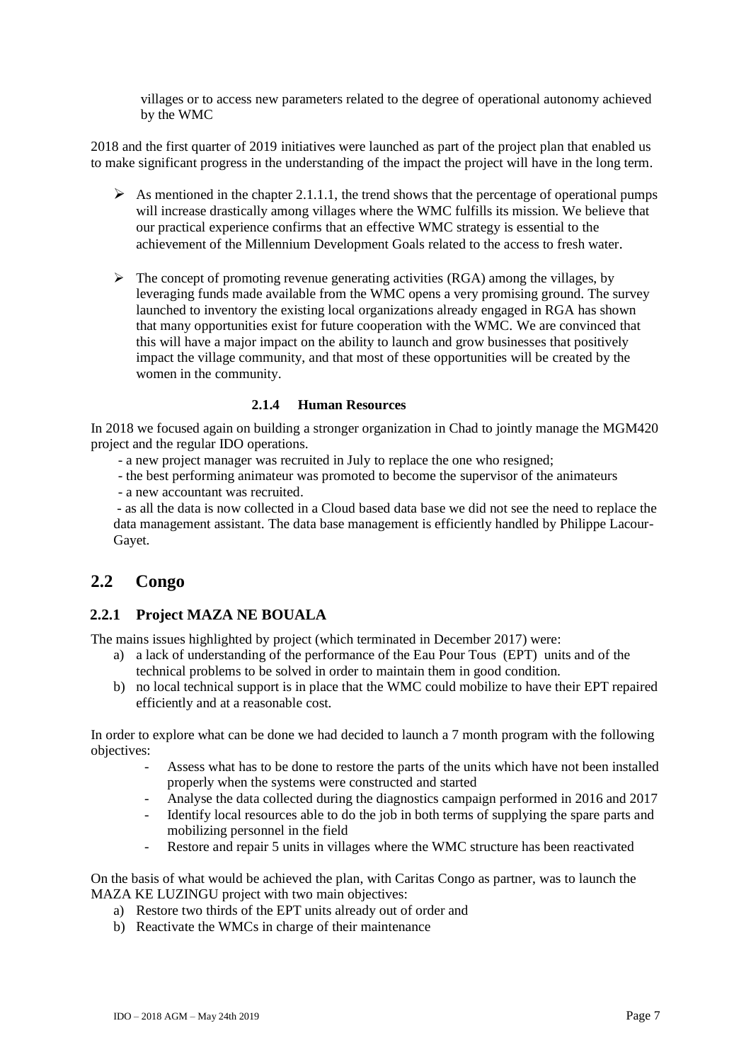villages or to access new parameters related to the degree of operational autonomy achieved by the WMC

2018 and the first quarter of 2019 initiatives were launched as part of the project plan that enabled us to make significant progress in the understanding of the impact the project will have in the long term.

- As mentioned in the chapter 2.1.1.1, the trend shows that the percentage of operational pumps will increase drastically among villages where the WMC fulfills its mission. We believe that our practical experience confirms that an effective WMC strategy is essential to the achievement of the Millennium Development Goals related to the access to fresh water.

- The concept of promoting revenue generating activities (RGA) among the villages, by leveraging funds made available from the WMC opens a very promising ground. The survey launched to inventory the existing local organizations already engaged in RGA has shown that many opportunities exist for future cooperation with the WMC. We are convinced that this will have a major impact on the ability to launch and grow businesses that positively impact the village community, and that most of these opportunities will be created by the women in the community.

#### 2.1.4 Human Resources

In 2018 we focused again on building a stronger organization in Chad to jointly manage the MGM420 project and the regular IDO operations.

- a new project manager was recruited in July to replace the one who resigned;
- the best performing animateur was promoted to become the supervisor of the animateurs
- a new accountant was recruited.
- as all the data is now collected in a Cloud based data base we did not see the need to replace the data management assistant. The data base management is efficiently handled by Philippe Lacour-Gayet.

## 2.2 Congo

### 2.2.1 Project MAZA NE BOUALA

The mains issues highlighted by project (which terminated in December 2017) were:

a) a lack of understanding of the performance of the Eau Pour Tous (EPT) units and of the technical problems to be solved in order to maintain them in good condition.
b) no local technical support is in place that the WMC could mobilize to have their EPT repaired efficiently and at a reasonable cost.

In order to explore what can be done we had decided to launch a 7 month program with the following objectives:

- Assess what has to be done to restore the parts of the units which have not been installed properly when the systems were constructed and started
- Analyse the data collected during the diagnostics campaign performed in 2016 and 2017
- Identify local resources able to do the job in both terms of supplying the spare parts and mobilizing personnel in the field
- Restore and repair 5 units in villages where the WMC structure has been reactivated

On the basis of what would be achieved the plan, with Caritas Congo as partner, was to launch the MAZA KE LUZINGU project with two main objectives:

a) Restore two thirds of the EPT units already out of order and
b) Reactivate the WMCs in charge of their maintenance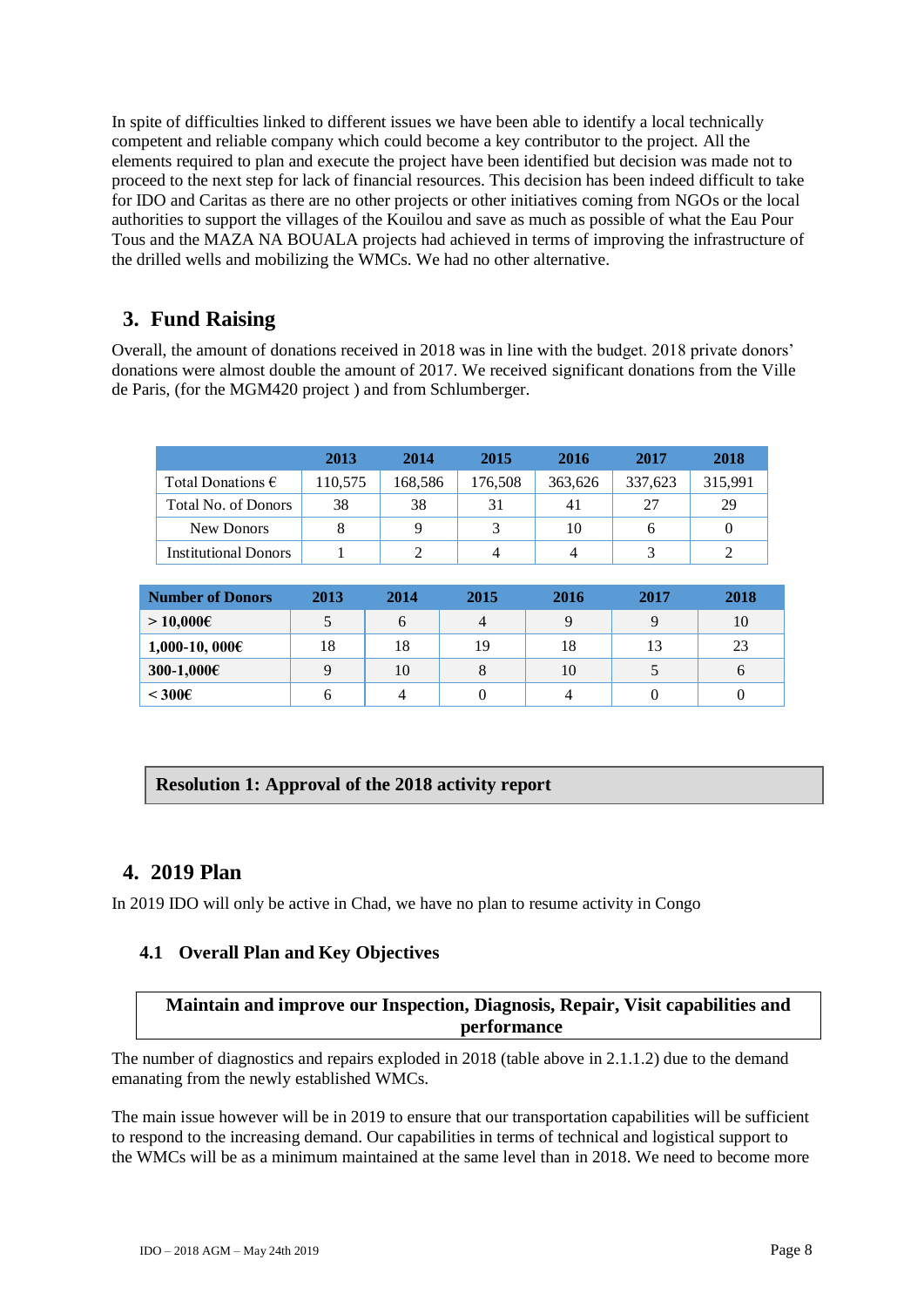In spite of difficulties linked to different issues we have been able to identify a local technically competent and reliable company which could become a key contributor to the project. All the elements required to plan and execute the project have been identified but decision was made not to proceed to the next step for lack of financial resources. This decision has been indeed difficult to take for IDO and Caritas as there are no other projects or other initiatives coming from NGOs or the local authorities to support the villages of the Kouilou and save as much as possible of what the Eau Pour Tous and the MAZA NA BOUALA projects had achieved in terms of improving the infrastructure of the drilled wells and mobilizing the WMCs. We had no other alternative.

## 3. Fund Raising

Overall, the amount of donations received in 2018 was in line with the budget. 2018 private donors' donations were almost double the amount of 2017. We received significant donations from the Ville de Paris, (for the MGM420 project ) and from Schlumberger.

| | 2013 | 2014 | 2015 | 2016 | 2017 | 2018 |
|---|---|---|---|---|---|---|
| Total Donations € | 110,575 | 168,586 | 176,508 | 363,626 | 337,623 | 315,991 |
| Total No. of Donors | 38 | 38 | 31 | 41 | 27 | 29 |
| New Donors | 8 | 9 | 3 | 10 | 6 | 0 |
| Institutional Donors | 1 | 2 | 4 | 4 | 3 | 2 |

| Number of Donors | 2013 | 2014 | 2015 | 2016 | 2017 | 2018 |
|---|---|---|---|---|---|---|
| **> 10,000€** | 5 | 6 | 4 | 9 | 9 | 10 |
| **1,000-10, 000€** | 18 | 18 | 19 | 18 | 13 | 23 |
| **300-1,000€** | 9 | 10 | 8 | 10 | 5 | 6 |
| **< 300€** | 6 | 4 | 0 | 4 | 0 | 0 |

**Resolution 1: Approval of the 2018 activity report**

## 4. 2019 Plan

In 2019 IDO will only be active in Chad, we have no plan to resume activity in Congo

### 4.1 Overall Plan and Key Objectives

**Maintain and improve our Inspection, Diagnosis, Repair, Visit capabilities and performance**

The number of diagnostics and repairs exploded in 2018 (table above in 2.1.1.2) due to the demand emanating from the newly established WMCs.

The main issue however will be in 2019 to ensure that our transportation capabilities will be sufficient to respond to the increasing demand. Our capabilities in terms of technical and logistical support to the WMCs will be as a minimum maintained at the same level than in 2018. We need to become more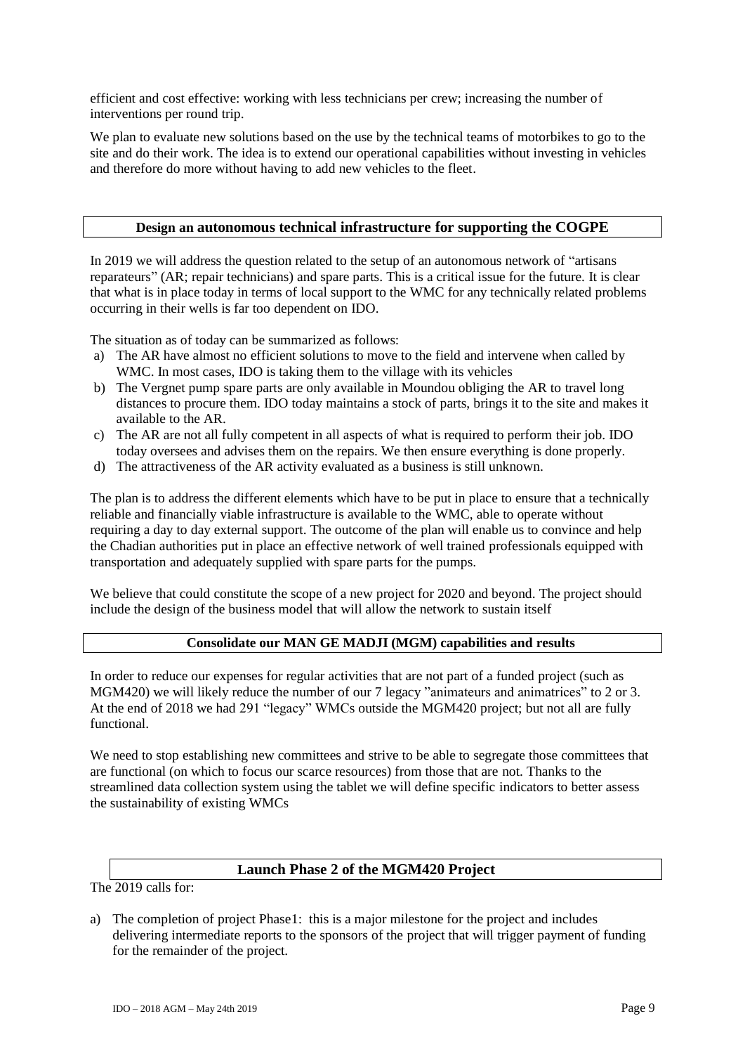efficient and cost effective: working with less technicians per crew; increasing the number of interventions per round trip.

We plan to evaluate new solutions based on the use by the technical teams of motorbikes to go to the site and do their work. The idea is to extend our operational capabilities without investing in vehicles and therefore do more without having to add new vehicles to the fleet.

## Design an autonomous technical infrastructure for supporting the COGPE

In 2019 we will address the question related to the setup of an autonomous network of "artisans reparateurs" (AR; repair technicians) and spare parts. This is a critical issue for the future. It is clear that what is in place today in terms of local support to the WMC for any technically related problems occurring in their wells is far too dependent on IDO.

The situation as of today can be summarized as follows:

a) The AR have almost no efficient solutions to move to the field and intervene when called by WMC. In most cases, IDO is taking them to the village with its vehicles
b) The Vergnet pump spare parts are only available in Moundou obliging the AR to travel long distances to procure them. IDO today maintains a stock of parts, brings it to the site and makes it available to the AR.
c) The AR are not all fully competent in all aspects of what is required to perform their job. IDO today oversees and advises them on the repairs. We then ensure everything is done properly.
d) The attractiveness of the AR activity evaluated as a business is still unknown.

The plan is to address the different elements which have to be put in place to ensure that a technically reliable and financially viable infrastructure is available to the WMC, able to operate without requiring a day to day external support. The outcome of the plan will enable us to convince and help the Chadian authorities put in place an effective network of well trained professionals equipped with transportation and adequately supplied with spare parts for the pumps.

We believe that could constitute the scope of a new project for 2020 and beyond. The project should include the design of the business model that will allow the network to sustain itself

## Consolidate our MAN GE MADJI (MGM) capabilities and results

In order to reduce our expenses for regular activities that are not part of a funded project (such as MGM420) we will likely reduce the number of our 7 legacy "animateurs and animatrices" to 2 or 3. At the end of 2018 we had 291 "legacy" WMCs outside the MGM420 project; but not all are fully functional.

We need to stop establishing new committees and strive to be able to segregate those committees that are functional (on which to focus our scarce resources) from those that are not. Thanks to the streamlined data collection system using the tablet we will define specific indicators to better assess the sustainability of existing WMCs

## Launch Phase 2 of the MGM420 Project

The 2019 calls for:

a) The completion of project Phase1: this is a major milestone for the project and includes delivering intermediate reports to the sponsors of the project that will trigger payment of funding for the remainder of the project.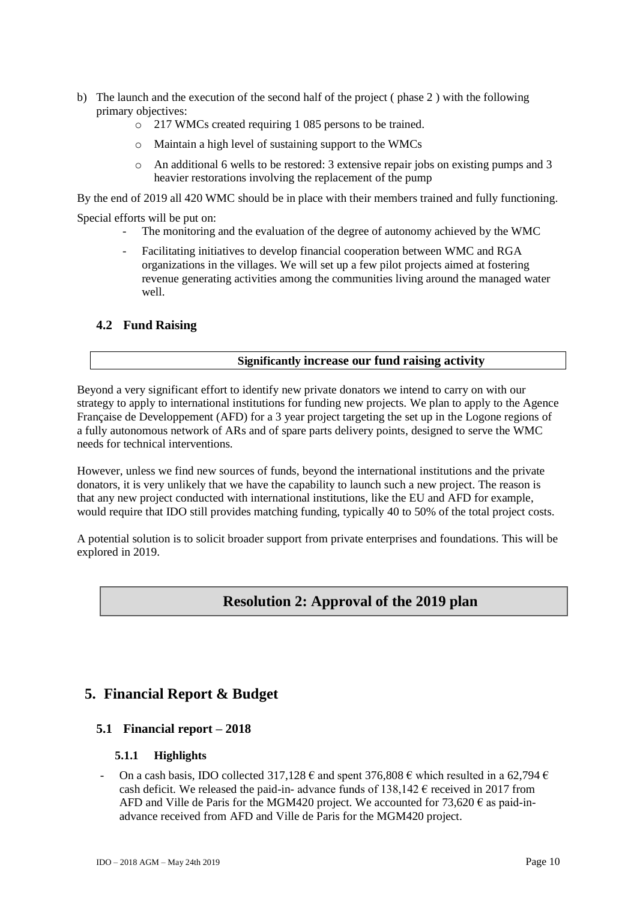b) The launch and the execution of the second half of the project ( phase 2 ) with the following primary objectives:
   - 217 WMCs created requiring 1 085 persons to be trained.
   - Maintain a high level of sustaining support to the WMCs
   - An additional 6 wells to be restored: 3 extensive repair jobs on existing pumps and 3 heavier restorations involving the replacement of the pump

By the end of 2019 all 420 WMC should be in place with their members trained and fully functioning.

Special efforts will be put on:

- The monitoring and the evaluation of the degree of autonomy achieved by the WMC
- Facilitating initiatives to develop financial cooperation between WMC and RGA organizations in the villages. We will set up a few pilot projects aimed at fostering revenue generating activities among the communities living around the managed water well.

### 4.2 Fund Raising

**Significantly increase our fund raising activity**

Beyond a very significant effort to identify new private donators we intend to carry on with our strategy to apply to international institutions for funding new projects. We plan to apply to the Agence Française de Developpement (AFD) for a 3 year project targeting the set up in the Logone regions of a fully autonomous network of ARs and of spare parts delivery points, designed to serve the WMC needs for technical interventions.

However, unless we find new sources of funds, beyond the international institutions and the private donators, it is very unlikely that we have the capability to launch such a new project. The reason is that any new project conducted with international institutions, like the EU and AFD for example, would require that IDO still provides matching funding, typically 40 to 50% of the total project costs.

A potential solution is to solicit broader support from private enterprises and foundations. This will be explored in 2019.

**Resolution 2: Approval of the 2019 plan**

## 5. Financial Report & Budget

### 5.1 Financial report – 2018

#### 5.1.1 Highlights

- On a cash basis, IDO collected 317,128 € and spent 376,808 € which resulted in a 62,794 € cash deficit. We released the paid-in- advance funds of 138,142 € received in 2017 from AFD and Ville de Paris for the MGM420 project. We accounted for 73,620 € as paid-in-advance received from AFD and Ville de Paris for the MGM420 project.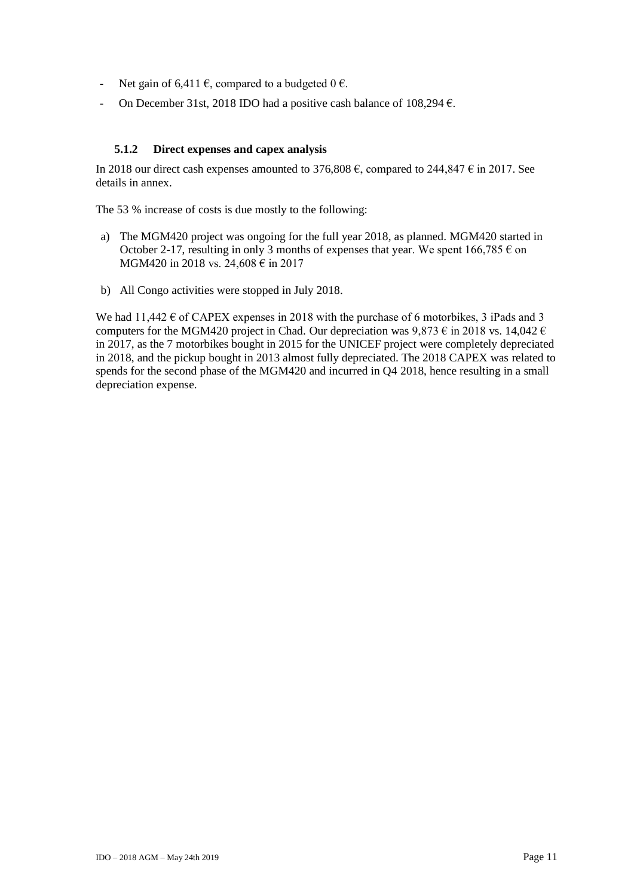- Net gain of 6,411 €, compared to a budgeted 0 €.
- On December 31st, 2018 IDO had a positive cash balance of 108,294 €.

### 5.1.2 Direct expenses and capex analysis

In 2018 our direct cash expenses amounted to 376,808 €, compared to 244,847 € in 2017. See details in annex.

The 53 % increase of costs is due mostly to the following:

a) The MGM420 project was ongoing for the full year 2018, as planned. MGM420 started in October 2-17, resulting in only 3 months of expenses that year. We spent 166,785 € on MGM420 in 2018 vs. 24,608 € in 2017

b) All Congo activities were stopped in July 2018.

We had 11,442 € of CAPEX expenses in 2018 with the purchase of 6 motorbikes, 3 iPads and 3 computers for the MGM420 project in Chad. Our depreciation was 9,873 € in 2018 vs. 14,042 € in 2017, as the 7 motorbikes bought in 2015 for the UNICEF project were completely depreciated in 2018, and the pickup bought in 2013 almost fully depreciated. The 2018 CAPEX was related to spends for the second phase of the MGM420 and incurred in Q4 2018, hence resulting in a small depreciation expense.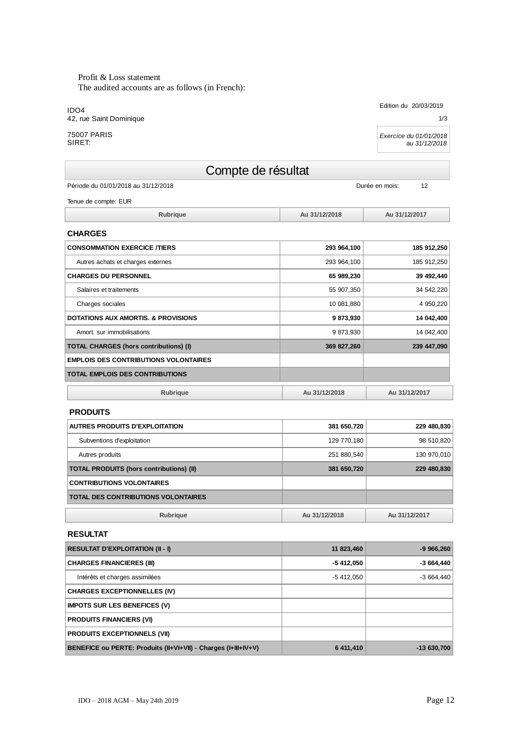Profit & Loss statement
The audited accounts are as follows (in French):

IDO4
42, rue Saint Dominique

75007 PARIS
SIRET:

Edition du 20/03/2019

1/3

*Exercice du 01/01/2018 au 31/12/2018*

# Compte de résultat

Période du 01/01/2018 au 31/12/2018 — Durée en mois: 12

Tenue de compte: EUR

### CHARGES

| Rubrique | Au 31/12/2018 | Au 31/12/2017 |
|---|---|---|
| **CONSOMMATION EXERCICE /TIERS** | **293 964,100** | **185 912,250** |
| Autres achats et charges externes | 293 964,100 | 185 912,250 |
| **CHARGES DU PERSONNEL** | **65 989,230** | **39 492,440** |
| Salaires et traitements | 55 907,350 | 34 542,220 |
| Charges sociales | 10 081,880 | 4 950,220 |
| **DOTATIONS AUX AMORTIS. & PROVISIONS** | **9 873,930** | **14 042,400** |
| Amort. sur immobilisations | 9 873,930 | 14 042,400 |
| **TOTAL CHARGES (hors contributions) (I)** | **369 827,260** | **239 447,090** |
| **EMPLOIS DES CONTRIBUTIONS VOLONTAIRES** | | |
| **TOTAL EMPLOIS DES CONTRIBUTIONS** | | |

### PRODUITS

| Rubrique | Au 31/12/2018 | Au 31/12/2017 |
|---|---|---|
| **AUTRES PRODUITS D'EXPLOITATION** | **381 650,720** | **229 480,830** |
| Subventions d'exploitation | 129 770,180 | 98 510,820 |
| Autres produits | 251 880,540 | 130 970,010 |
| **TOTAL PRODUITS (hors contributions) (II)** | **381 650,720** | **229 480,830** |
| **CONTRIBUTIONS VOLONTAIRES** | | |
| **TOTAL DES CONTRIBUTIONS VOLONTAIRES** | | |

### RESULTAT

| Rubrique | Au 31/12/2018 | Au 31/12/2017 |
|---|---|---|
| **RESULTAT D'EXPLOITATION (II - I)** | **11 823,460** | **-9 966,260** |
| **CHARGES FINANCIERES (III)** | **-5 412,050** | **-3 664,440** |
| Intérêts et charges assimilées | -5 412,050 | -3 664,440 |
| **CHARGES EXCEPTIONNELLES (IV)** | | |
| **IMPOTS SUR LES BENEFICES (V)** | | |
| **PRODUITS FINANCIERS (VI)** | | |
| **PRODUITS EXCEPTIONNELS (VII)** | | |
| **BENEFICE ou PERTE: Produits (II+VI+VII) - Charges (I+III+IV+V)** | **6 411,410** | **-13 630,700** |

IDO – 2018 AGM – May 24th 2019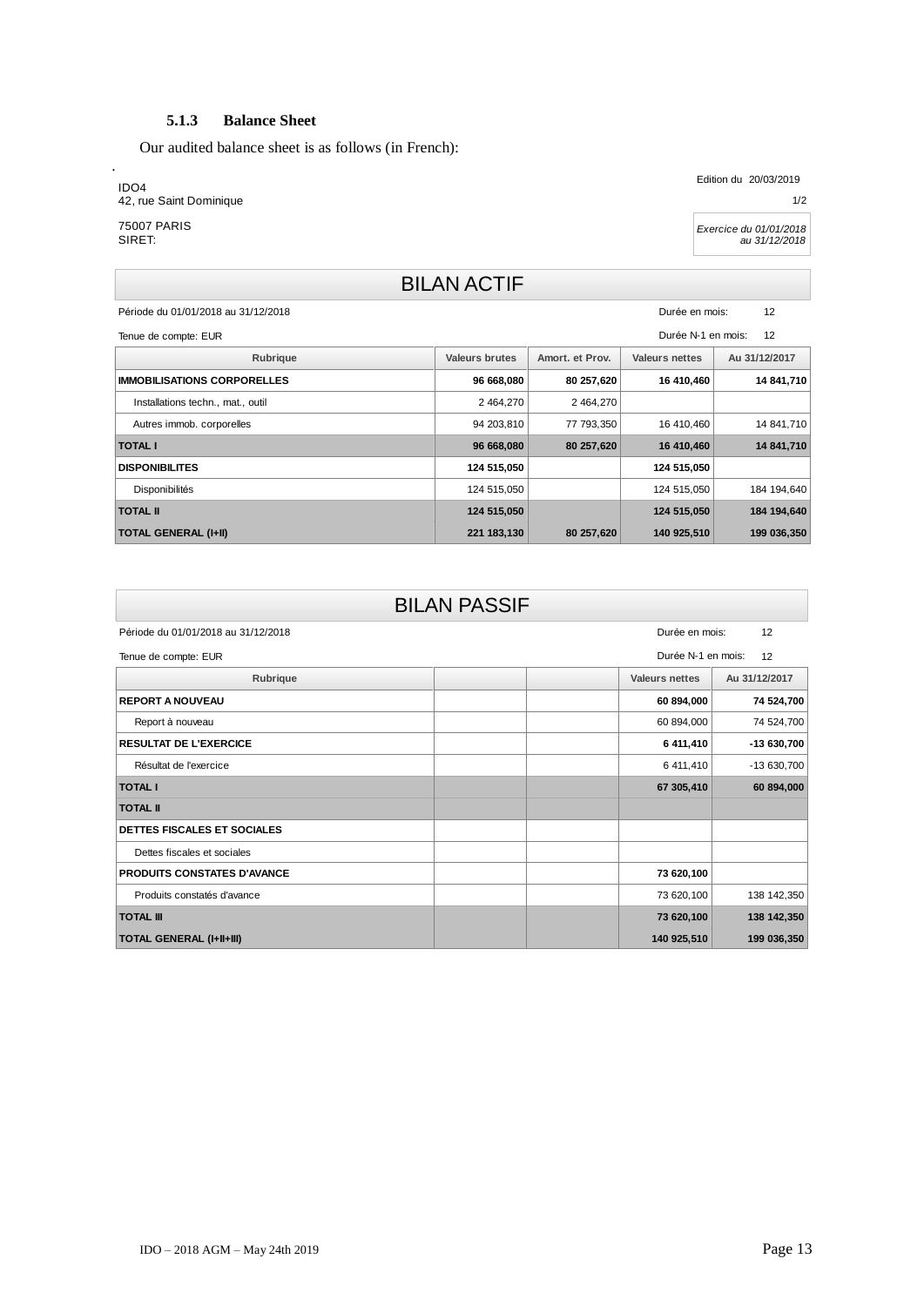### 5.1.3 Balance Sheet

Our audited balance sheet is as follows (in French):

IDO4
42, rue Saint Dominique

75007 PARIS
SIRET:

Edition du 20/03/2019

1/2

*Exercice du 01/01/2018 au 31/12/2018*

## BILAN ACTIF

Période du 01/01/2018 au 31/12/2018 — Durée en mois: 12

Tenue de compte: EUR — Durée N-1 en mois: 12

| Rubrique | Valeurs brutes | Amort. et Prov. | Valeurs nettes | Au 31/12/2017 |
|---|---|---|---|---|
| **IMMOBILISATIONS CORPORELLES** | **96 668,080** | **80 257,620** | **16 410,460** | **14 841,710** |
| Installations techn., mat., outil | 2 464,270 | 2 464,270 | | |
| Autres immob. corporelles | 94 203,810 | 77 793,350 | 16 410,460 | 14 841,710 |
| **TOTAL I** | **96 668,080** | **80 257,620** | **16 410,460** | **14 841,710** |
| **DISPONIBILITES** | **124 515,050** | | **124 515,050** | |
| Disponibilités | 124 515,050 | | 124 515,050 | 184 194,640 |
| **TOTAL II** | **124 515,050** | | **124 515,050** | **184 194,640** |
| **TOTAL GENERAL (I+II)** | **221 183,130** | **80 257,620** | **140 925,510** | **199 036,350** |

## BILAN PASSIF

Période du 01/01/2018 au 31/12/2018 — Durée en mois: 12

Tenue de compte: EUR — Durée N-1 en mois: 12

| Rubrique | | | Valeurs nettes | Au 31/12/2017 |
|---|---|---|---|---|
| **REPORT A NOUVEAU** | | | **60 894,000** | **74 524,700** |
| Report à nouveau | | | 60 894,000 | 74 524,700 |
| **RESULTAT DE L'EXERCICE** | | | **6 411,410** | **-13 630,700** |
| Résultat de l'exercice | | | 6 411,410 | -13 630,700 |
| **TOTAL I** | | | **67 305,410** | **60 894,000** |
| **TOTAL II** | | | | |
| **DETTES FISCALES ET SOCIALES** | | | | |
| Dettes fiscales et sociales | | | | |
| **PRODUITS CONSTATES D'AVANCE** | | | **73 620,100** | |
| Produits constatés d'avance | | | 73 620,100 | 138 142,350 |
| **TOTAL III** | | | **73 620,100** | **138 142,350** |
| **TOTAL GENERAL (I+II+III)** | | | **140 925,510** | **199 036,350** |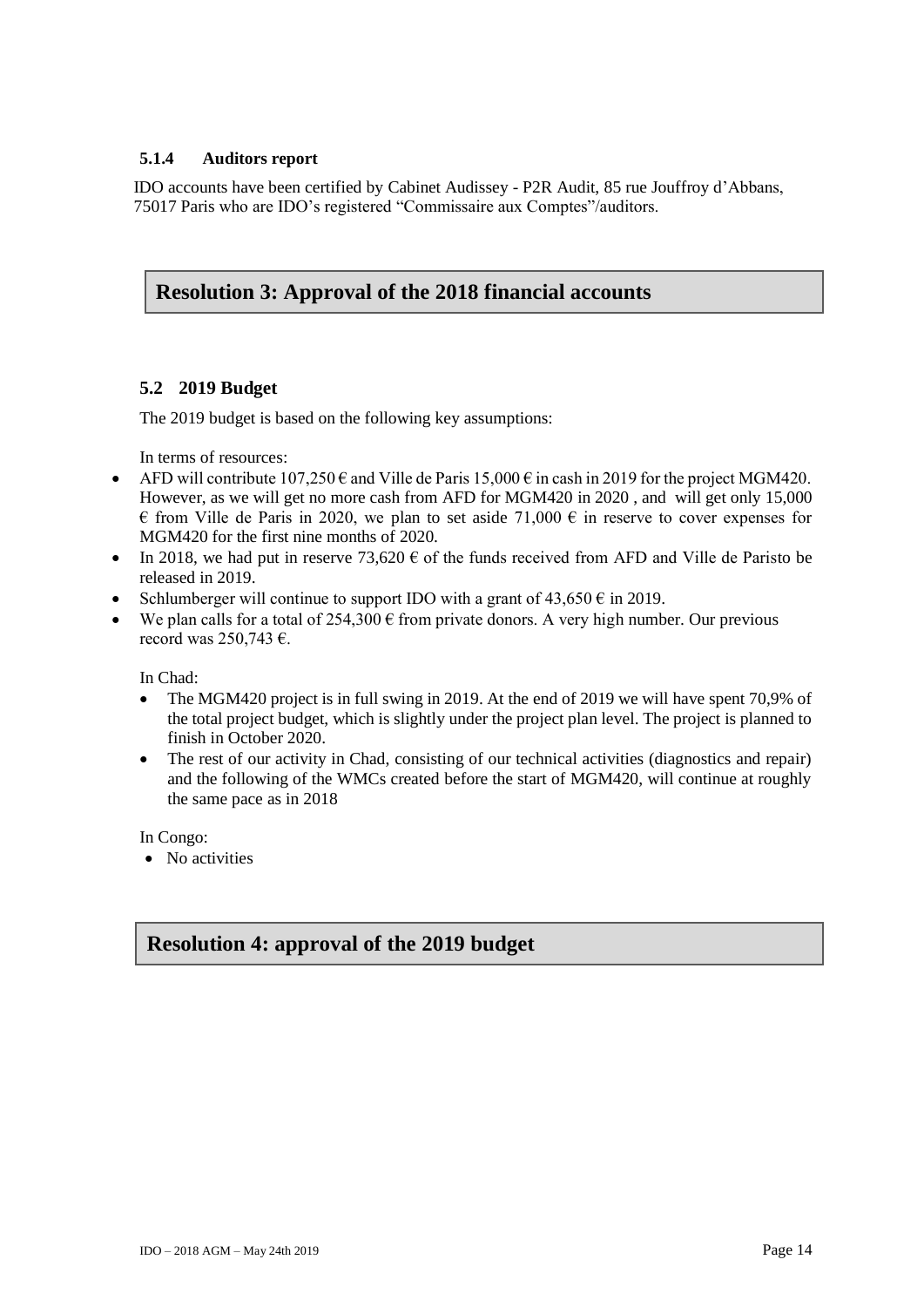#### 5.1.4 Auditors report

IDO accounts have been certified by Cabinet Audissey - P2R Audit, 85 rue Jouffroy d'Abbans, 75017 Paris who are IDO's registered "Commissaire aux Comptes"/auditors.

## Resolution 3: Approval of the 2018 financial accounts

### 5.2 2019 Budget

The 2019 budget is based on the following key assumptions:

In terms of resources:

- AFD will contribute 107,250 € and Ville de Paris 15,000 € in cash in 2019 for the project MGM420. However, as we will get no more cash from AFD for MGM420 in 2020 , and will get only 15,000 € from Ville de Paris in 2020, we plan to set aside 71,000 € in reserve to cover expenses for MGM420 for the first nine months of 2020.
- In 2018, we had put in reserve 73,620 € of the funds received from AFD and Ville de Paristo be released in 2019.
- Schlumberger will continue to support IDO with a grant of 43,650 € in 2019.
- We plan calls for a total of 254,300 € from private donors. A very high number. Our previous record was 250,743 €.

In Chad:

- The MGM420 project is in full swing in 2019. At the end of 2019 we will have spent 70,9% of the total project budget, which is slightly under the project plan level. The project is planned to finish in October 2020.
- The rest of our activity in Chad, consisting of our technical activities (diagnostics and repair) and the following of the WMCs created before the start of MGM420, will continue at roughly the same pace as in 2018

In Congo:

- No activities

## Resolution 4: approval of the 2019 budget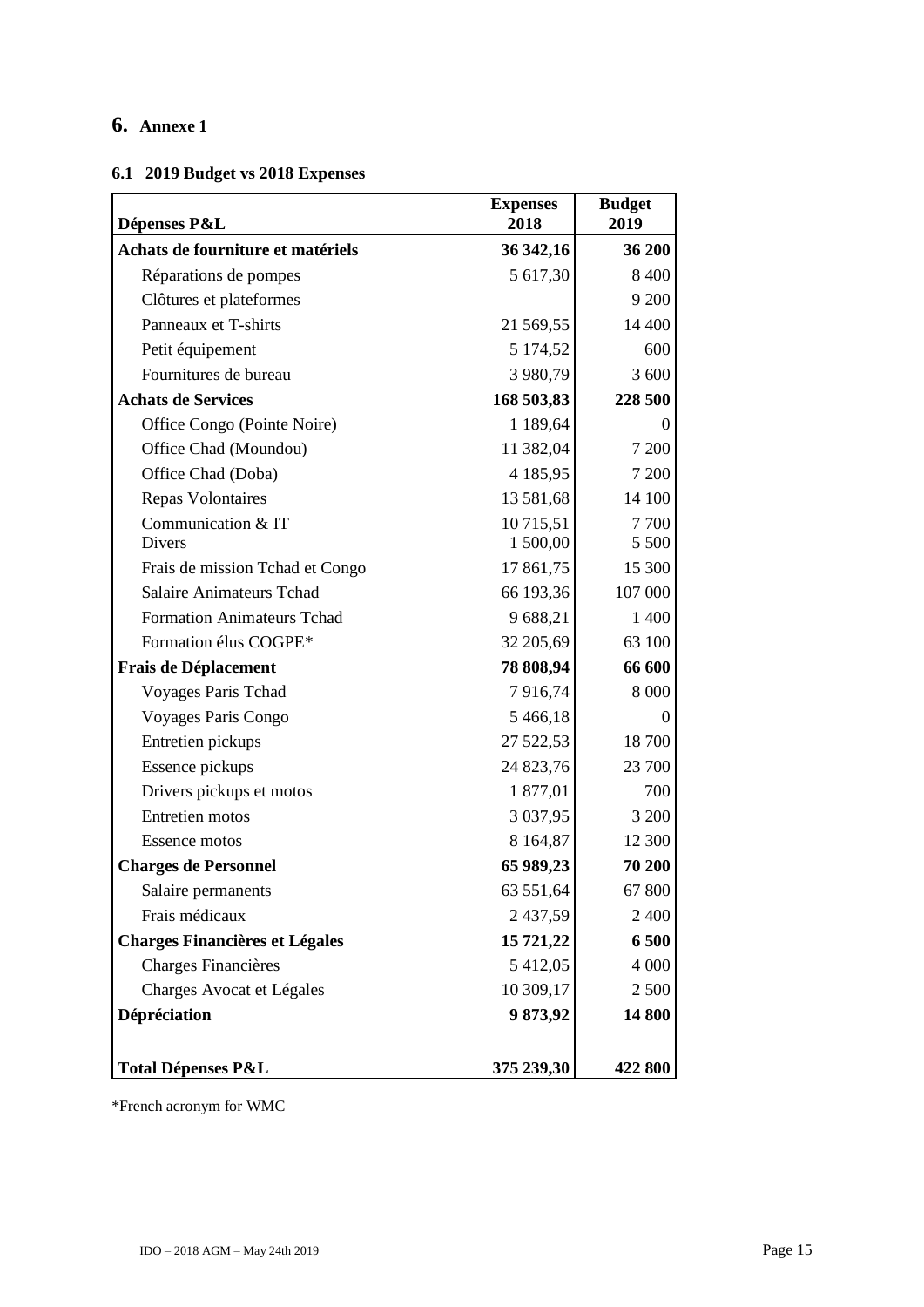# 6. Annexe 1

## 6.1 2019 Budget vs 2018 Expenses

| Dépenses P&L | Expenses 2018 | Budget 2019 |
|---|---|---|
| **Achats de fourniture et matériels** | **36 342,16** | **36 200** |
| Réparations de pompes | 5 617,30 | 8 400 |
| Clôtures et plateformes | | 9 200 |
| Panneaux et T-shirts | 21 569,55 | 14 400 |
| Petit équipement | 5 174,52 | 600 |
| Fournitures de bureau | 3 980,79 | 3 600 |
| **Achats de Services** | **168 503,83** | **228 500** |
| Office Congo (Pointe Noire) | 1 189,64 | 0 |
| Office Chad (Moundou) | 11 382,04 | 7 200 |
| Office Chad (Doba) | 4 185,95 | 7 200 |
| Repas Volontaires | 13 581,68 | 14 100 |
| Communication & IT | 10 715,51 | 7 700 |
| Divers | 1 500,00 | 5 500 |
| Frais de mission Tchad et Congo | 17 861,75 | 15 300 |
| Salaire Animateurs Tchad | 66 193,36 | 107 000 |
| Formation Animateurs Tchad | 9 688,21 | 1 400 |
| Formation élus COGPE* | 32 205,69 | 63 100 |
| **Frais de Déplacement** | **78 808,94** | **66 600** |
| Voyages Paris Tchad | 7 916,74 | 8 000 |
| Voyages Paris Congo | 5 466,18 | 0 |
| Entretien pickups | 27 522,53 | 18 700 |
| Essence pickups | 24 823,76 | 23 700 |
| Drivers pickups et motos | 1 877,01 | 700 |
| Entretien motos | 3 037,95 | 3 200 |
| Essence motos | 8 164,87 | 12 300 |
| **Charges de Personnel** | **65 989,23** | **70 200** |
| Salaire permanents | 63 551,64 | 67 800 |
| Frais médicaux | 2 437,59 | 2 400 |
| **Charges Financières et Légales** | **15 721,22** | **6 500** |
| Charges Financières | 5 412,05 | 4 000 |
| Charges Avocat et Légales | 10 309,17 | 2 500 |
| **Dépréciation** | **9 873,92** | **14 800** |
| **Total Dépenses P&L** | **375 239,30** | **422 800** |

*French acronym for WMC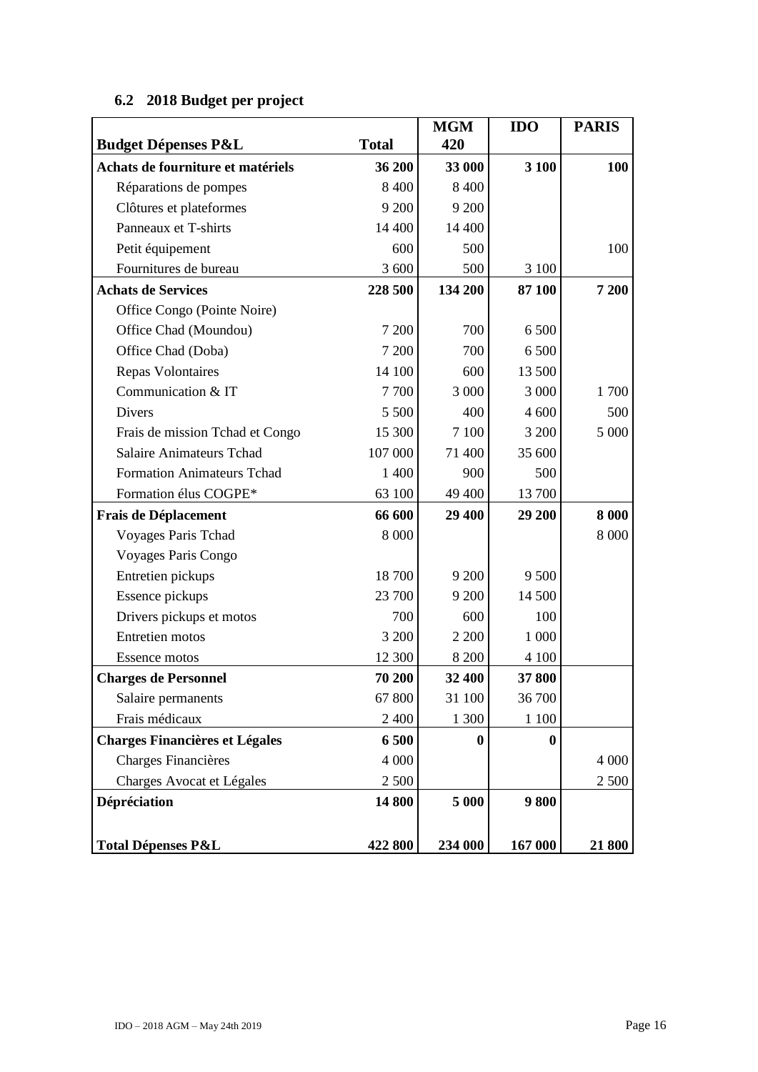### 6.2 2018 Budget per project

| Budget Dépenses P&L | Total | MGM 420 | IDO | PARIS |
|---|---|---|---|---|
| **Achats de fourniture et matériels** | **36 200** | **33 000** | **3 100** | **100** |
| Réparations de pompes | 8 400 | 8 400 | | |
| Clôtures et plateformes | 9 200 | 9 200 | | |
| Panneaux et T-shirts | 14 400 | 14 400 | | |
| Petit équipement | 600 | 500 | | 100 |
| Fournitures de bureau | 3 600 | 500 | 3 100 | |
| **Achats de Services** | **228 500** | **134 200** | **87 100** | **7 200** |
| Office Congo (Pointe Noire) | | | | |
| Office Chad (Moundou) | 7 200 | 700 | 6 500 | |
| Office Chad (Doba) | 7 200 | 700 | 6 500 | |
| Repas Volontaires | 14 100 | 600 | 13 500 | |
| Communication & IT | 7 700 | 3 000 | 3 000 | 1 700 |
| Divers | 5 500 | 400 | 4 600 | 500 |
| Frais de mission Tchad et Congo | 15 300 | 7 100 | 3 200 | 5 000 |
| Salaire Animateurs Tchad | 107 000 | 71 400 | 35 600 | |
| Formation Animateurs Tchad | 1 400 | 900 | 500 | |
| Formation élus COGPE* | 63 100 | 49 400 | 13 700 | |
| **Frais de Déplacement** | **66 600** | **29 400** | **29 200** | **8 000** |
| Voyages Paris Tchad | 8 000 | | | 8 000 |
| Voyages Paris Congo | | | | |
| Entretien pickups | 18 700 | 9 200 | 9 500 | |
| Essence pickups | 23 700 | 9 200 | 14 500 | |
| Drivers pickups et motos | 700 | 600 | 100 | |
| Entretien motos | 3 200 | 2 200 | 1 000 | |
| Essence motos | 12 300 | 8 200 | 4 100 | |
| **Charges de Personnel** | **70 200** | **32 400** | **37 800** | |
| Salaire permanents | 67 800 | 31 100 | 36 700 | |
| Frais médicaux | 2 400 | 1 300 | 1 100 | |
| **Charges Financières et Légales** | **6 500** | **0** | **0** | |
| Charges Financières | 4 000 | | | 4 000 |
| Charges Avocat et Légales | 2 500 | | | 2 500 |
| **Dépréciation** | **14 800** | **5 000** | **9 800** | |
| **Total Dépenses P&L** | **422 800** | **234 000** | **167 000** | **21 800** |